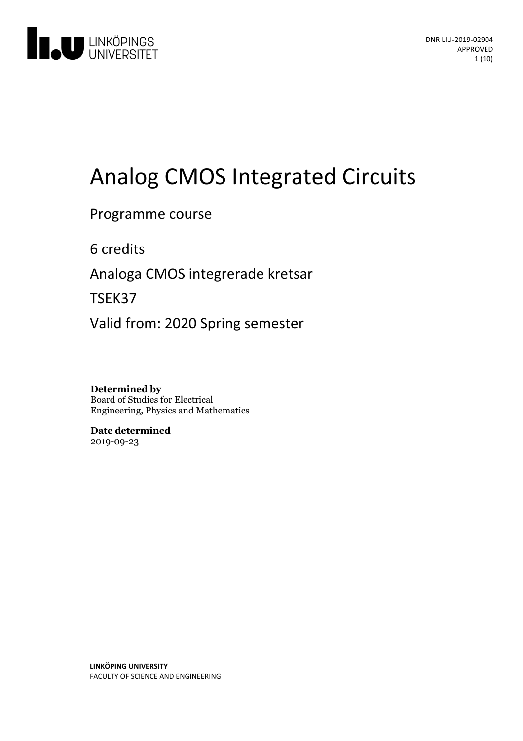DNR LIU-2019-02904
APPROVED

# Analog CMOS Integrated Circuits

Programme course

6 credits

Analoga CMOS integrerade kretsar

TSEK37

Valid from: 2020 Spring semester

**Determined by**
Board of Studies for Electrical Engineering, Physics and Mathematics

**Date determined**
2019-09-23

**LINKÖPING UNIVERSITY**
FACULTY OF SCIENCE AND ENGINEERING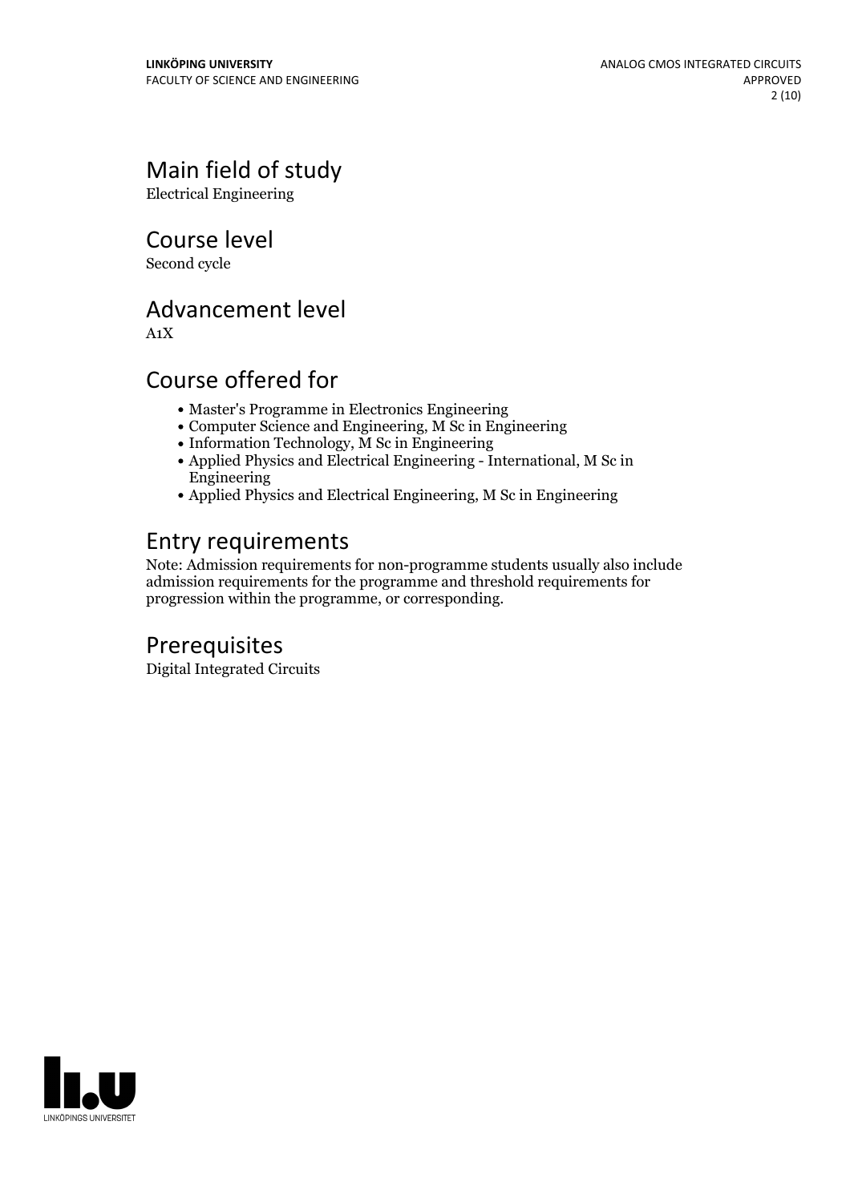## Main field of study

Electrical Engineering

## Course level

Second cycle

## Advancement level

A1X

## Course offered for

- Master's Programme in Electronics Engineering
- Computer Science and Engineering, M Sc in Engineering
- Information Technology, M Sc in Engineering
- Applied Physics and Electrical Engineering - International, M Sc in Engineering
- Applied Physics and Electrical Engineering, M Sc in Engineering

## Entry requirements

Note: Admission requirements for non-programme students usually also include admission requirements for the programme and threshold requirements for progression within the programme, or corresponding.

## Prerequisites

Digital Integrated Circuits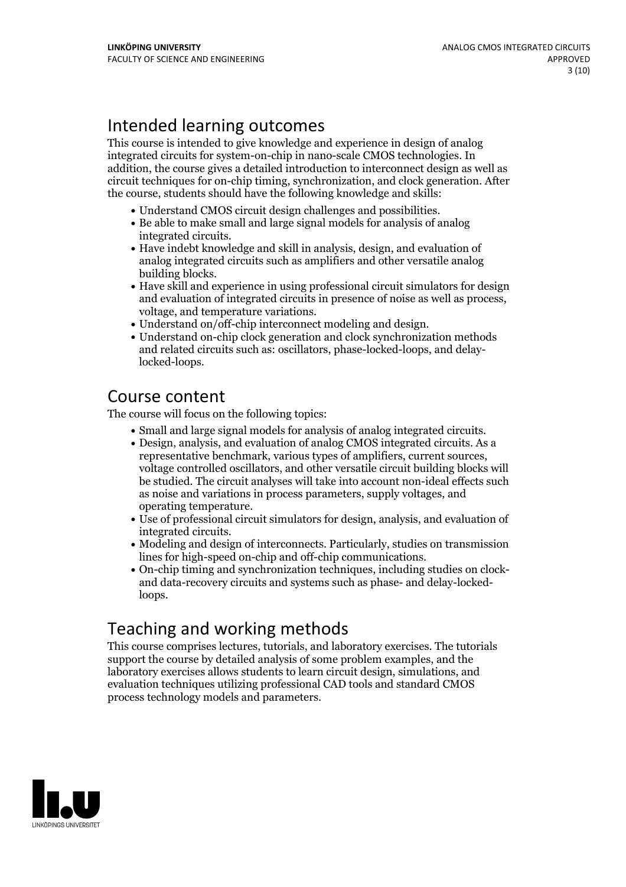## Intended learning outcomes

This course is intended to give knowledge and experience in design of analog integrated circuits for system-on-chip in nano-scale CMOS technologies. In addition, the course gives a detailed introduction to interconnect design as well as circuit techniques for on-chip timing, synchronization, and clock generation. After the course, students should have the following knowledge and skills:

- Understand CMOS circuit design challenges and possibilities.
- Be able to make small and large signal models for analysis of analog integrated circuits.
- Have indebt knowledge and skill in analysis, design, and evaluation of analog integrated circuits such as amplifiers and other versatile analog building blocks.
- Have skill and experience in using professional circuit simulators for design and evaluation of integrated circuits in presence of noise as well as process, voltage, and temperature variations.
- Understand on/off-chip interconnect modeling and design.
- Understand on-chip clock generation and clock synchronization methods and related circuits such as: oscillators, phase-locked-loops, and delay-locked-loops.

## Course content

The course will focus on the following topics:

- Small and large signal models for analysis of analog integrated circuits.
- Design, analysis, and evaluation of analog CMOS integrated circuits. As a representative benchmark, various types of amplifiers, current sources, voltage controlled oscillators, and other versatile circuit building blocks will be studied. The circuit analyses will take into account non-ideal effects such as noise and variations in process parameters, supply voltages, and operating temperature.
- Use of professional circuit simulators for design, analysis, and evaluation of integrated circuits.
- Modeling and design of interconnects. Particularly, studies on transmission lines for high-speed on-chip and off-chip communications.
- On-chip timing and synchronization techniques, including studies on clock- and data-recovery circuits and systems such as phase- and delay-locked-loops.

## Teaching and working methods

This course comprises lectures, tutorials, and laboratory exercises. The tutorials support the course by detailed analysis of some problem examples, and the laboratory exercises allows students to learn circuit design, simulations, and evaluation techniques utilizing professional CAD tools and standard CMOS process technology models and parameters.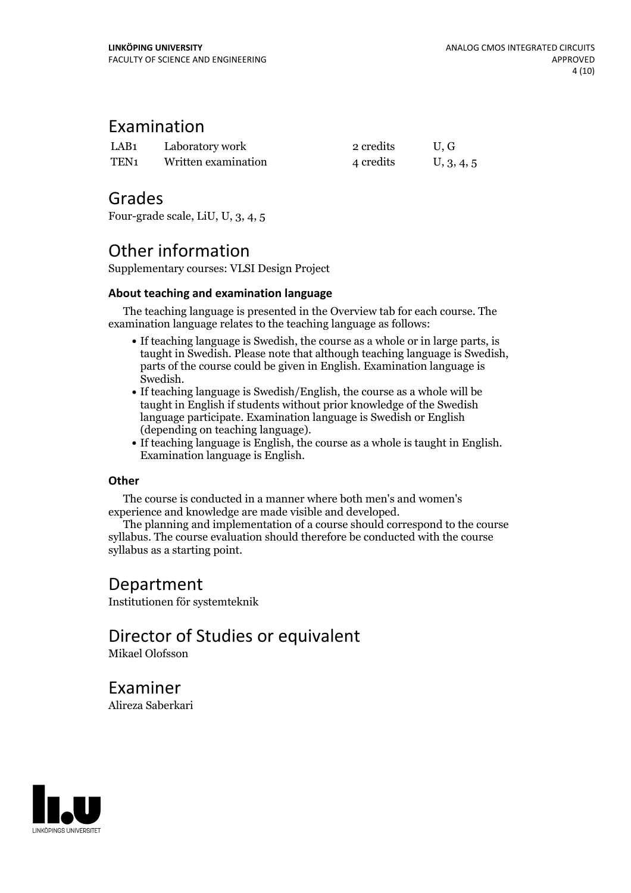## Examination

| | | | |
|---|---|---|---|
| LAB1 | Laboratory work | 2 credits | U, G |
| TEN1 | Written examination | 4 credits | U, 3, 4, 5 |

## Grades

Four-grade scale, LiU, U, 3, 4, 5

## Other information

Supplementary courses: VLSI Design Project

### About teaching and examination language

The teaching language is presented in the Overview tab for each course. The examination language relates to the teaching language as follows:

- If teaching language is Swedish, the course as a whole or in large parts, is taught in Swedish. Please note that although teaching language is Swedish, parts of the course could be given in English. Examination language is Swedish.
- If teaching language is Swedish/English, the course as a whole will be taught in English if students without prior knowledge of the Swedish language participate. Examination language is Swedish or English (depending on teaching language).
- If teaching language is English, the course as a whole is taught in English. Examination language is English.

### Other

The course is conducted in a manner where both men's and women's experience and knowledge are made visible and developed.

The planning and implementation of a course should correspond to the course syllabus. The course evaluation should therefore be conducted with the course syllabus as a starting point.

## Department

Institutionen för systemteknik

## Director of Studies or equivalent

Mikael Olofsson

## Examiner

Alireza Saberkari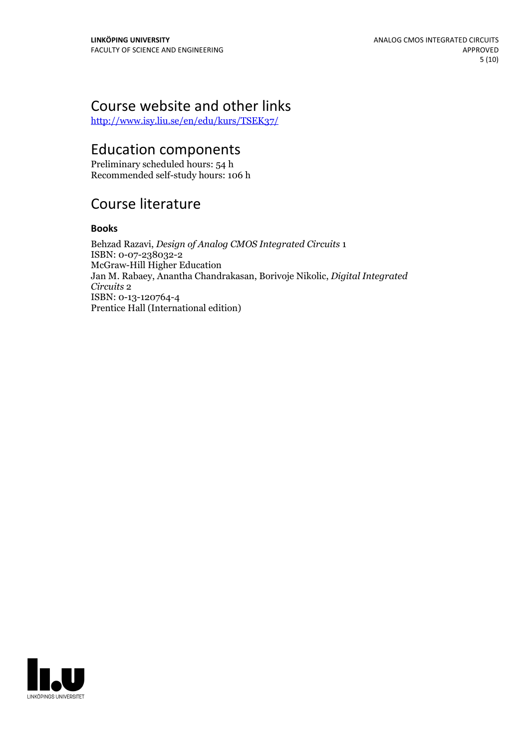## Course website and other links

http://www.isy.liu.se/en/edu/kurs/TSEK37/

## Education components

Preliminary scheduled hours: 54 h
Recommended self-study hours: 106 h

## Course literature

### Books

Behzad Razavi, *Design of Analog CMOS Integrated Circuits* 1
ISBN: 0-07-238032-2
McGraw-Hill Higher Education
Jan M. Rabaey, Anantha Chandrakasan, Borivoje Nikolic, *Digital Integrated Circuits* 2
ISBN: 0-13-120764-4
Prentice Hall (International edition)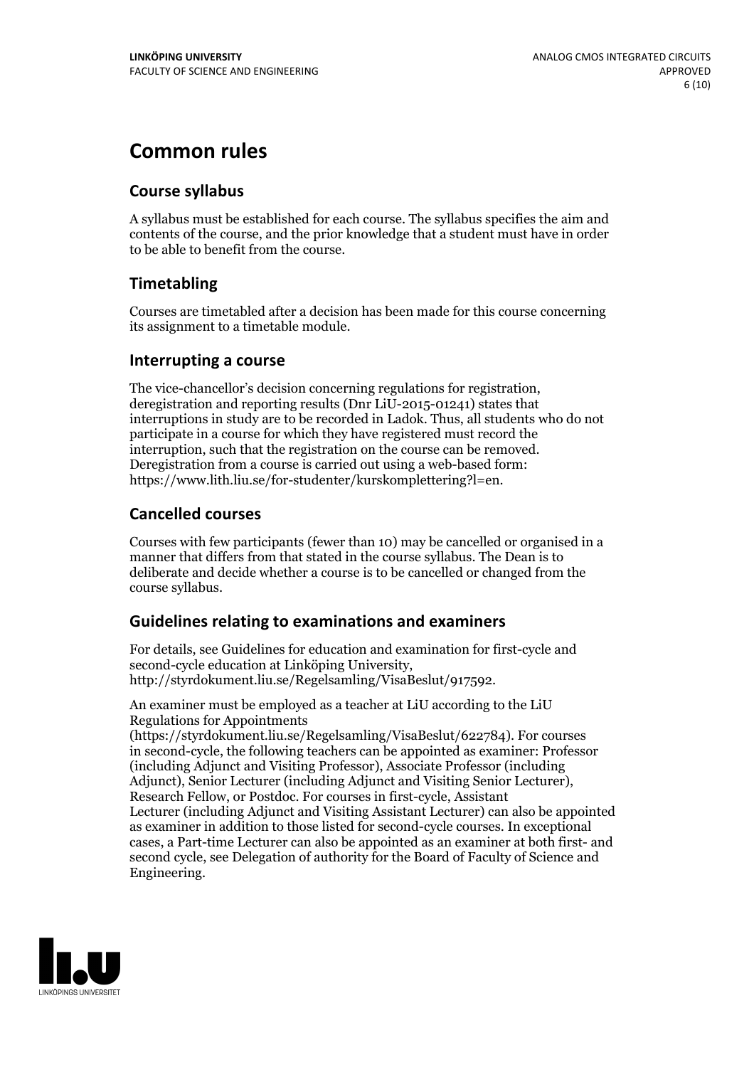# Common rules

## Course syllabus

A syllabus must be established for each course. The syllabus specifies the aim and contents of the course, and the prior knowledge that a student must have in order to be able to benefit from the course.

## Timetabling

Courses are timetabled after a decision has been made for this course concerning its assignment to a timetable module.

## Interrupting a course

The vice-chancellor's decision concerning regulations for registration, deregistration and reporting results (Dnr LiU-2015-01241) states that interruptions in study are to be recorded in Ladok. Thus, all students who do not participate in a course for which they have registered must record the interruption, such that the registration on the course can be removed. Deregistration from a course is carried out using a web-based form: https://www.lith.liu.se/for-studenter/kurskomplettering?l=en.

## Cancelled courses

Courses with few participants (fewer than 10) may be cancelled or organised in a manner that differs from that stated in the course syllabus. The Dean is to deliberate and decide whether a course is to be cancelled or changed from the course syllabus.

## Guidelines relating to examinations and examiners

For details, see Guidelines for education and examination for first-cycle and second-cycle education at Linköping University, http://styrdokument.liu.se/Regelsamling/VisaBeslut/917592.

An examiner must be employed as a teacher at LiU according to the LiU Regulations for Appointments (https://styrdokument.liu.se/Regelsamling/VisaBeslut/622784). For courses in second-cycle, the following teachers can be appointed as examiner: Professor (including Adjunct and Visiting Professor), Associate Professor (including Adjunct), Senior Lecturer (including Adjunct and Visiting Senior Lecturer), Research Fellow, or Postdoc. For courses in first-cycle, Assistant Lecturer (including Adjunct and Visiting Assistant Lecturer) can also be appointed as examiner in addition to those listed for second-cycle courses. In exceptional cases, a Part-time Lecturer can also be appointed as an examiner at both first- and second cycle, see Delegation of authority for the Board of Faculty of Science and Engineering.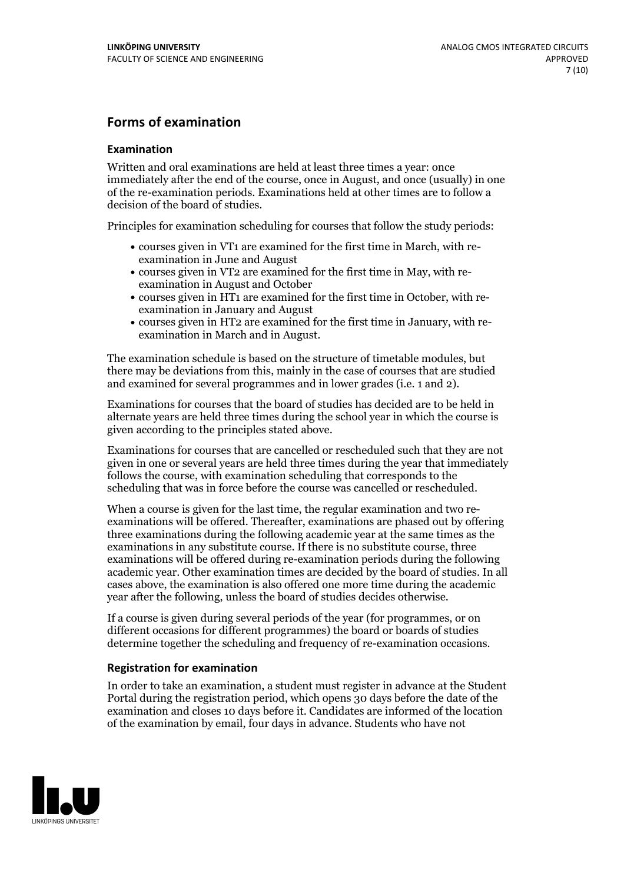## Forms of examination

### Examination

Written and oral examinations are held at least three times a year: once immediately after the end of the course, once in August, and once (usually) in one of the re-examination periods. Examinations held at other times are to follow a decision of the board of studies.

Principles for examination scheduling for courses that follow the study periods:

- courses given in VT1 are examined for the first time in March, with re-examination in June and August
- courses given in VT2 are examined for the first time in May, with re-examination in August and October
- courses given in HT1 are examined for the first time in October, with re-examination in January and August
- courses given in HT2 are examined for the first time in January, with re-examination in March and in August.

The examination schedule is based on the structure of timetable modules, but there may be deviations from this, mainly in the case of courses that are studied and examined for several programmes and in lower grades (i.e. 1 and 2).

Examinations for courses that the board of studies has decided are to be held in alternate years are held three times during the school year in which the course is given according to the principles stated above.

Examinations for courses that are cancelled or rescheduled such that they are not given in one or several years are held three times during the year that immediately follows the course, with examination scheduling that corresponds to the scheduling that was in force before the course was cancelled or rescheduled.

When a course is given for the last time, the regular examination and two re-examinations will be offered. Thereafter, examinations are phased out by offering three examinations during the following academic year at the same times as the examinations in any substitute course. If there is no substitute course, three examinations will be offered during re-examination periods during the following academic year. Other examination times are decided by the board of studies. In all cases above, the examination is also offered one more time during the academic year after the following, unless the board of studies decides otherwise.

If a course is given during several periods of the year (for programmes, or on different occasions for different programmes) the board or boards of studies determine together the scheduling and frequency of re-examination occasions.

### Registration for examination

In order to take an examination, a student must register in advance at the Student Portal during the registration period, which opens 30 days before the date of the examination and closes 10 days before it. Candidates are informed of the location of the examination by email, four days in advance. Students who have not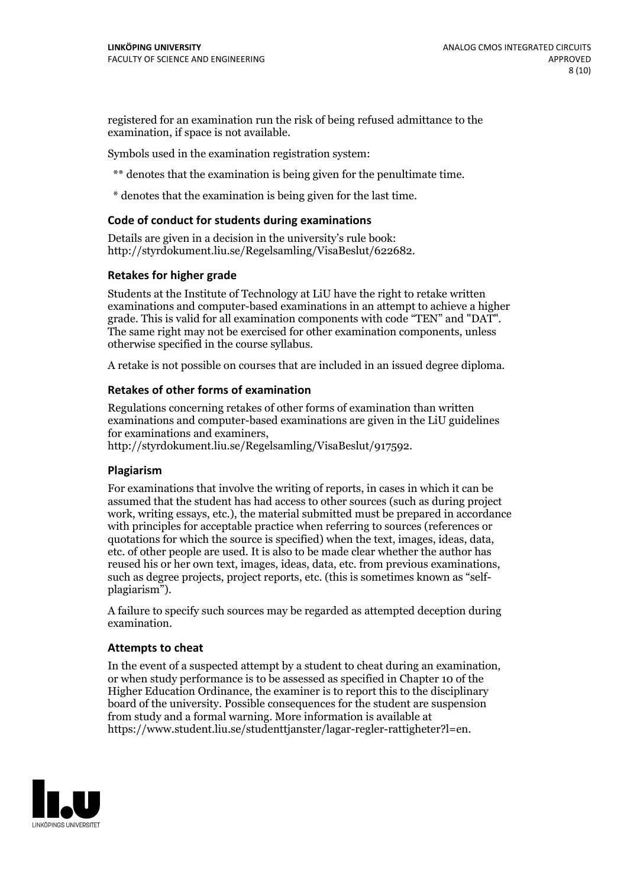registered for an examination run the risk of being refused admittance to the examination, if space is not available.

Symbols used in the examination registration system:

** denotes that the examination is being given for the penultimate time.

* denotes that the examination is being given for the last time.

### Code of conduct for students during examinations

Details are given in a decision in the university's rule book: http://styrdokument.liu.se/Regelsamling/VisaBeslut/622682.

### Retakes for higher grade

Students at the Institute of Technology at LiU have the right to retake written examinations and computer-based examinations in an attempt to achieve a higher grade. This is valid for all examination components with code "TEN" and "DAT". The same right may not be exercised for other examination components, unless otherwise specified in the course syllabus.

A retake is not possible on courses that are included in an issued degree diploma.

### Retakes of other forms of examination

Regulations concerning retakes of other forms of examination than written examinations and computer-based examinations are given in the LiU guidelines for examinations and examiners, http://styrdokument.liu.se/Regelsamling/VisaBeslut/917592.

### Plagiarism

For examinations that involve the writing of reports, in cases in which it can be assumed that the student has had access to other sources (such as during project work, writing essays, etc.), the material submitted must be prepared in accordance with principles for acceptable practice when referring to sources (references or quotations for which the source is specified) when the text, images, ideas, data, etc. of other people are used. It is also to be made clear whether the author has reused his or her own text, images, ideas, data, etc. from previous examinations, such as degree projects, project reports, etc. (this is sometimes known as "self-plagiarism").

A failure to specify such sources may be regarded as attempted deception during examination.

### Attempts to cheat

In the event of a suspected attempt by a student to cheat during an examination, or when study performance is to be assessed as specified in Chapter 10 of the Higher Education Ordinance, the examiner is to report this to the disciplinary board of the university. Possible consequences for the student are suspension from study and a formal warning. More information is available at https://www.student.liu.se/studenttjanster/lagar-regler-rattigheter?l=en.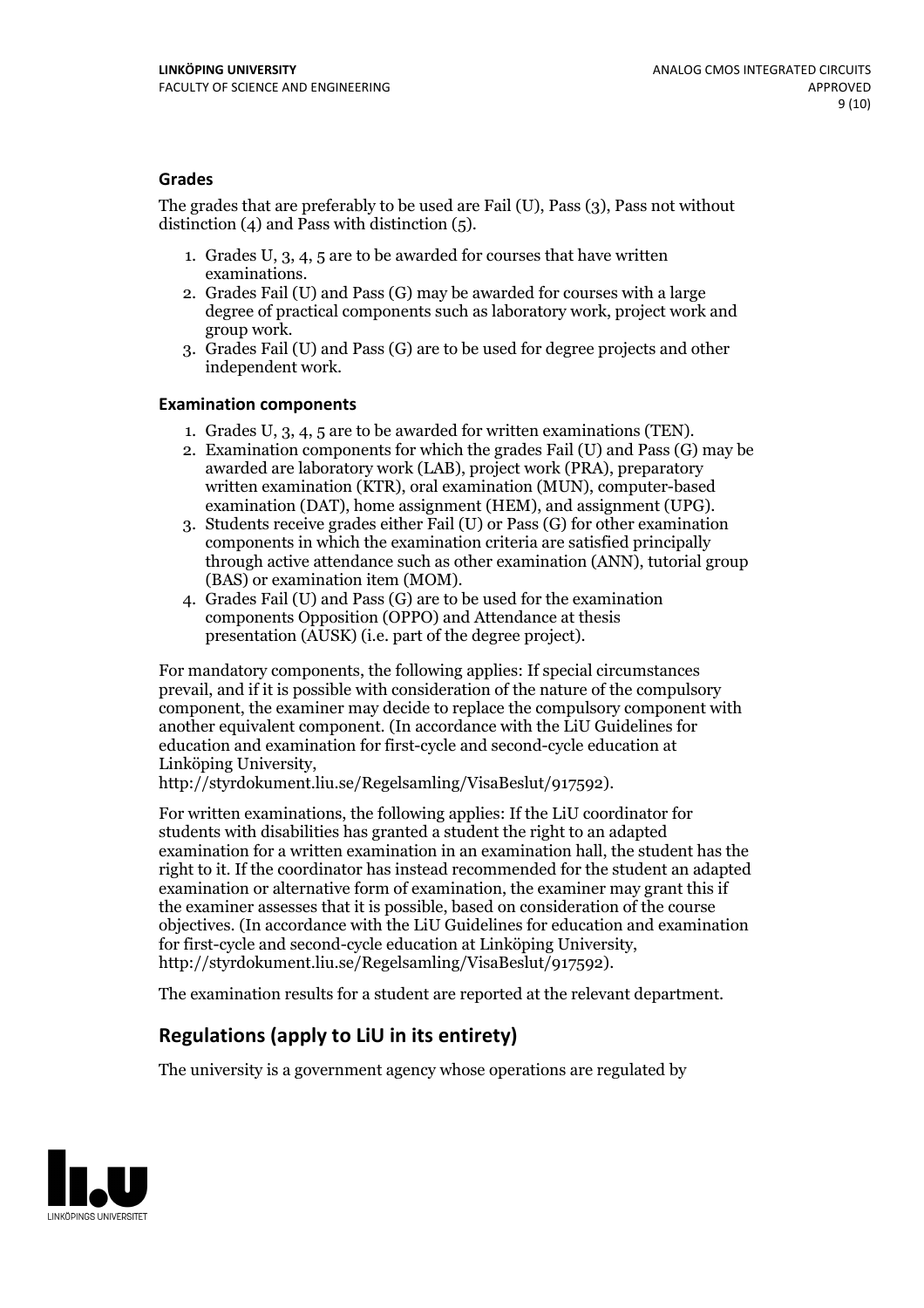### Grades

The grades that are preferably to be used are Fail (U), Pass (3), Pass not without distinction (4) and Pass with distinction (5).

1. Grades U, 3, 4, 5 are to be awarded for courses that have written examinations.
2. Grades Fail (U) and Pass (G) may be awarded for courses with a large degree of practical components such as laboratory work, project work and group work.
3. Grades Fail (U) and Pass (G) are to be used for degree projects and other independent work.

### Examination components

1. Grades U, 3, 4, 5 are to be awarded for written examinations (TEN).
2. Examination components for which the grades Fail (U) and Pass (G) may be awarded are laboratory work (LAB), project work (PRA), preparatory written examination (KTR), oral examination (MUN), computer-based examination (DAT), home assignment (HEM), and assignment (UPG).
3. Students receive grades either Fail (U) or Pass (G) for other examination components in which the examination criteria are satisfied principally through active attendance such as other examination (ANN), tutorial group (BAS) or examination item (MOM).
4. Grades Fail (U) and Pass (G) are to be used for the examination components Opposition (OPPO) and Attendance at thesis presentation (AUSK) (i.e. part of the degree project).

For mandatory components, the following applies: If special circumstances prevail, and if it is possible with consideration of the nature of the compulsory component, the examiner may decide to replace the compulsory component with another equivalent component. (In accordance with the LiU Guidelines for education and examination for first-cycle and second-cycle education at Linköping University, http://styrdokument.liu.se/Regelsamling/VisaBeslut/917592).

For written examinations, the following applies: If the LiU coordinator for students with disabilities has granted a student the right to an adapted examination for a written examination in an examination hall, the student has the right to it. If the coordinator has instead recommended for the student an adapted examination or alternative form of examination, the examiner may grant this if the examiner assesses that it is possible, based on consideration of the course objectives. (In accordance with the LiU Guidelines for education and examination for first-cycle and second-cycle education at Linköping University, http://styrdokument.liu.se/Regelsamling/VisaBeslut/917592).

The examination results for a student are reported at the relevant department.

## Regulations (apply to LiU in its entirety)

The university is a government agency whose operations are regulated by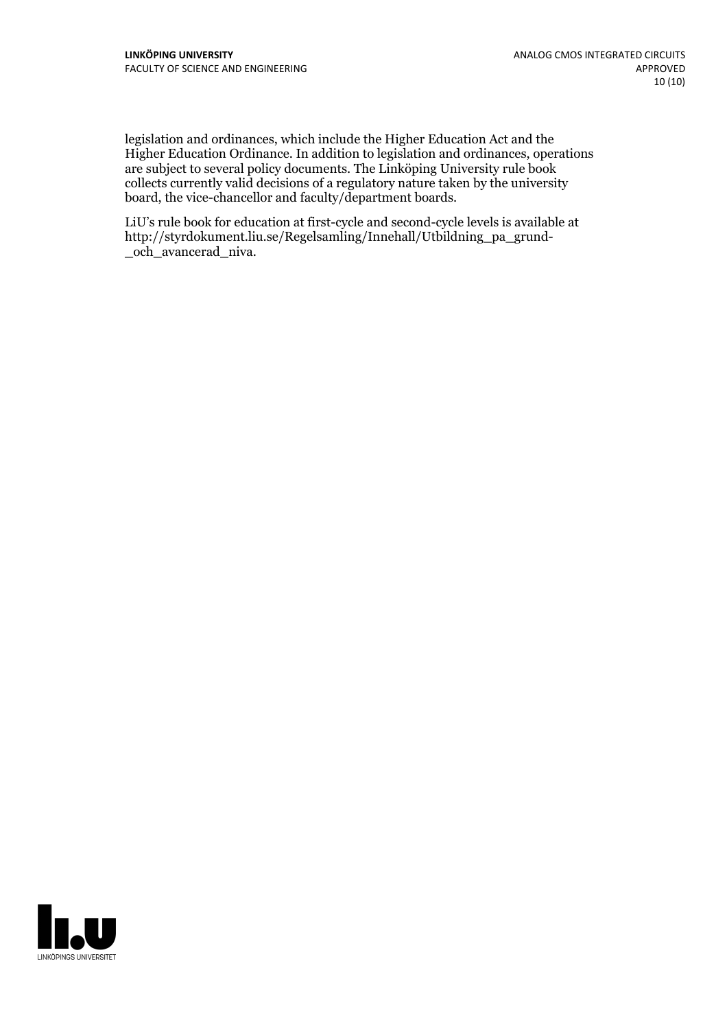legislation and ordinances, which include the Higher Education Act and the Higher Education Ordinance. In addition to legislation and ordinances, operations are subject to several policy documents. The Linköping University rule book collects currently valid decisions of a regulatory nature taken by the university board, the vice-chancellor and faculty/department boards.

LiU's rule book for education at first-cycle and second-cycle levels is available at http://styrdokument.liu.se/Regelsamling/Innehall/Utbildning_pa_grund-_och_avancerad_niva.